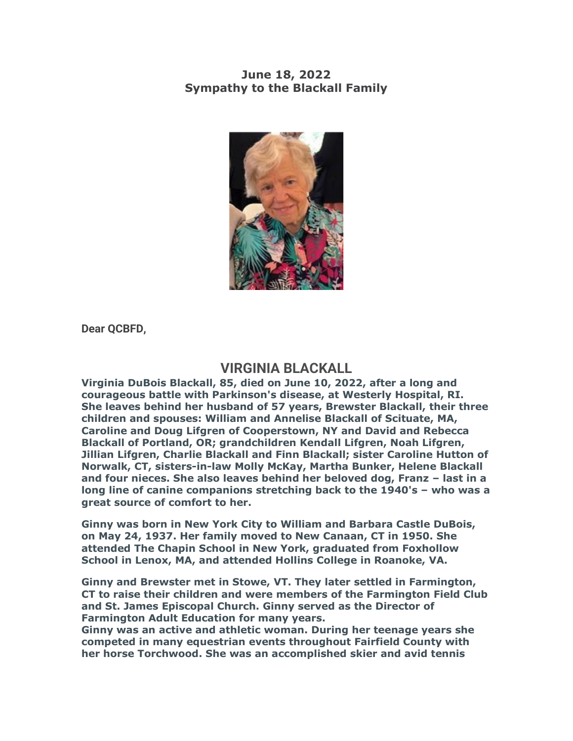**June 18, 2022**
**Sympathy to the Blackall Family**

**Dear QCBFD,**

## VIRGINIA BLACKALL

**Virginia DuBois Blackall, 85, died on June 10, 2022, after a long and courageous battle with Parkinson's disease, at Westerly Hospital, RI. She leaves behind her husband of 57 years, Brewster Blackall, their three children and spouses: William and Annelise Blackall of Scituate, MA, Caroline and Doug Lifgren of Cooperstown, NY and David and Rebecca Blackall of Portland, OR; grandchildren Kendall Lifgren, Noah Lifgren, Jillian Lifgren, Charlie Blackall and Finn Blackall; sister Caroline Hutton of Norwalk, CT, sisters-in-law Molly McKay, Martha Bunker, Helene Blackall and four nieces. She also leaves behind her beloved dog, Franz – last in a long line of canine companions stretching back to the 1940's – who was a great source of comfort to her.**

**Ginny was born in New York City to William and Barbara Castle DuBois, on May 24, 1937. Her family moved to New Canaan, CT in 1950. She attended The Chapin School in New York, graduated from Foxhollow School in Lenox, MA, and attended Hollins College in Roanoke, VA.**

**Ginny and Brewster met in Stowe, VT. They later settled in Farmington, CT to raise their children and were members of the Farmington Field Club and St. James Episcopal Church. Ginny served as the Director of Farmington Adult Education for many years.**
**Ginny was an active and athletic woman. During her teenage years she competed in many equestrian events throughout Fairfield County with her horse Torchwood. She was an accomplished skier and avid tennis**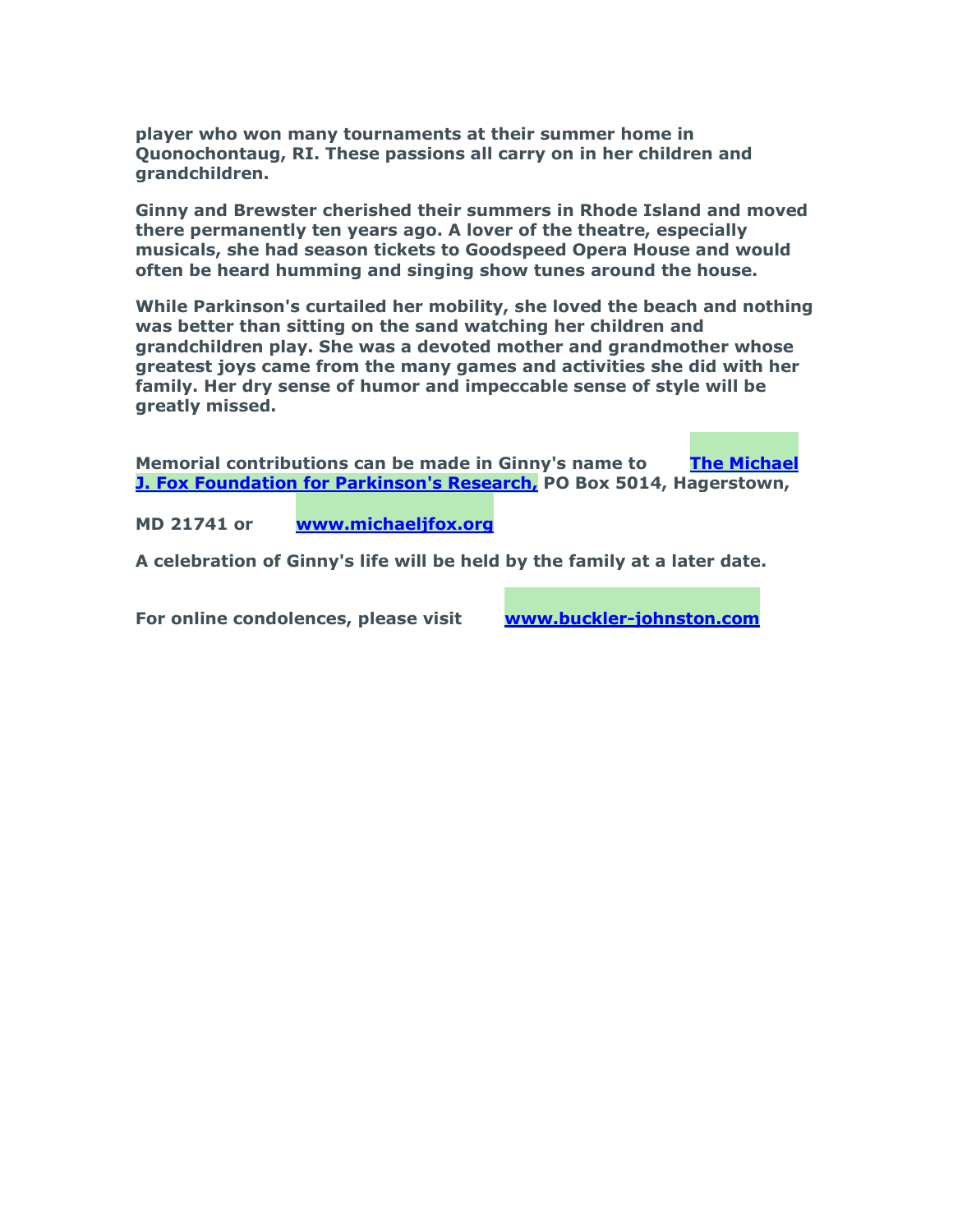**player who won many tournaments at their summer home in Quonochontaug, RI. These passions all carry on in her children and grandchildren.**

**Ginny and Brewster cherished their summers in Rhode Island and moved there permanently ten years ago. A lover of the theatre, especially musicals, she had season tickets to Goodspeed Opera House and would often be heard humming and singing show tunes around the house.**

**While Parkinson's curtailed her mobility, she loved the beach and nothing was better than sitting on the sand watching her children and grandchildren play. She was a devoted mother and grandmother whose greatest joys came from the many games and activities she did with her family. Her dry sense of humor and impeccable sense of style will be greatly missed.**

**Memorial contributions can be made in Ginny's name to [The Michael J. Fox Foundation for Parkinson's Research,](www.michaeljfox.org) PO Box 5014, Hagerstown, MD 21741 or [www.michaeljfox.org](www.michaeljfox.org)**

**A celebration of Ginny's life will be held by the family at a later date.**

**For online condolences, please visit [www.buckler-johnston.com](www.buckler-johnston.com)**